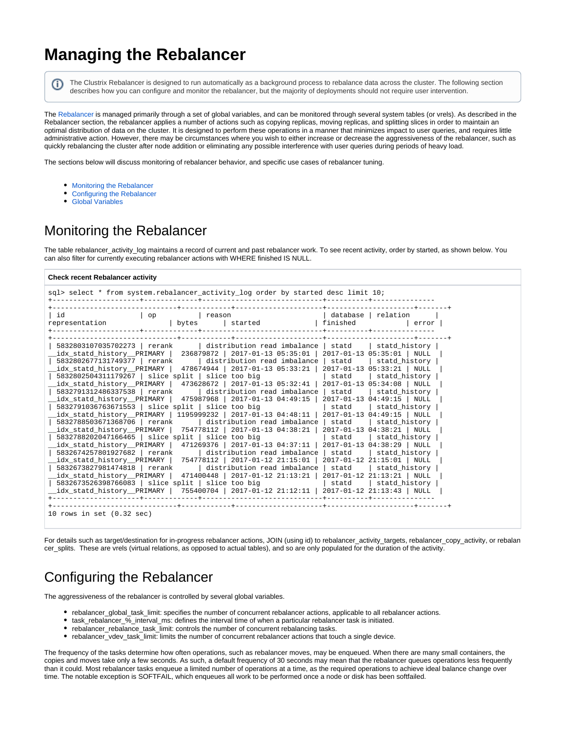# Managing the Rebalancer

> The Clustrix Rebalancer is designed to run automatically as a background process to rebalance data across the cluster. The following section describes how you can configure and monitor the rebalancer, but the majority of deployments should not require user intervention.

The Rebalancer is managed primarily through a set of global variables, and can be monitored through several system tables (or vrels). As described in the Rebalancer section, the rebalancer applies a number of actions such as copying replicas, moving replicas, and splitting slices in order to maintain an optimal distribution of data on the cluster. It is designed to perform these operations in a manner that minimizes impact to user queries, and requires little administrative action. However, there may be circumstances where you wish to either increase or decrease the aggressiveness of the rebalancer, such as quickly rebalancing the cluster after node addition or eliminating any possible interference with user queries during periods of heavy load.

The sections below will discuss monitoring of rebalancer behavior, and specific use cases of rebalancer tuning.

- Monitoring the Rebalancer
- Configuring the Rebalancer
- Global Variables

## Monitoring the Rebalancer

The table rebalancer_activity_log maintains a record of current and past rebalancer work. To see recent activity, order by started, as shown below. You can also filter for currently executing rebalancer actions with WHERE finished IS NULL.

**Check recent Rebalancer activity**

```
sql> select * from system.rebalancer_activity_log order by started desc limit 10;
+---------------------+-------------+----------------------------+----------+--------------
+------------------------------+------------+---------------------+---------------------+-------+
| id                  | op          | reason                     | database | relation     |
representation                 | bytes      | started             | finished            | error |
+---------------------+-------------+----------------------------+----------+--------------
+------------------------------+------------+---------------------+---------------------+-------+
| 5832803107035702273 | rerank      | distribution read imbalance | statd    | statd_history |
__idx_statd_history__PRIMARY |  236879872 | 2017-01-13 05:35:01 | 2017-01-13 05:35:01 | NULL  |
| 5832802677131749377 | rerank      | distribution read imbalance | statd    | statd_history |
__idx_statd_history__PRIMARY |  478674944 | 2017-01-13 05:33:21 | 2017-01-13 05:33:21 | NULL  |
| 5832802504311179267 | slice split | slice too big               | statd    | statd_history |
__idx_statd_history__PRIMARY |  473628672 | 2017-01-13 05:32:41 | 2017-01-13 05:34:08 | NULL  |
| 5832791312486337538 | rerank      | distribution read imbalance | statd    | statd_history |
__idx_statd_history__PRIMARY |  475987968 | 2017-01-13 04:49:15 | 2017-01-13 04:49:15 | NULL  |
| 5832791036763671553 | slice split | slice too big               | statd    | statd_history |
__idx_statd_history__PRIMARY | 1195999232 | 2017-01-13 04:48:11 | 2017-01-13 04:49:15 | NULL  |
| 5832788503671368706 | rerank      | distribution read imbalance | statd    | statd_history |
__idx_statd_history__PRIMARY |  754778112 | 2017-01-13 04:38:21 | 2017-01-13 04:38:21 | NULL  |
| 5832788202047166465 | slice split | slice too big               | statd    | statd_history |
__idx_statd_history__PRIMARY |  471269376 | 2017-01-13 04:37:11 | 2017-01-13 04:38:29 | NULL  |
| 5832674257801927682 | rerank      | distribution read imbalance | statd    | statd_history |
__idx_statd_history__PRIMARY |  754778112 | 2017-01-12 21:15:01 | 2017-01-12 21:15:01 | NULL  |
| 5832673827981474818 | rerank      | distribution read imbalance | statd    | statd_history |
__idx_statd_history__PRIMARY |  471400448 | 2017-01-12 21:13:21 | 2017-01-12 21:13:21 | NULL  |
| 5832673526398766083 | slice split | slice too big               | statd    | statd_history |
__idx_statd_history__PRIMARY |  755400704 | 2017-01-12 21:12:11 | 2017-01-12 21:13:43 | NULL  |
+---------------------+-------------+----------------------------+----------+--------------
+------------------------------+------------+---------------------+---------------------+-------+
10 rows in set (0.32 sec)
```

For details such as target/destination for in-progress rebalancer actions, JOIN (using id) to rebalancer_activity_targets, rebalancer_copy_activity, or rebalancer_splits. These are vrels (virtual relations, as opposed to actual tables), and so are only populated for the duration of the activity.

## Configuring the Rebalancer

The aggressiveness of the rebalancer is controlled by several global variables.

- rebalancer_global_task_limit: specifies the number of concurrent rebalancer actions, applicable to all rebalancer actions.
- task_rebalancer_%_interval_ms: defines the interval time of when a particular rebalancer task is initiated.
- rebalancer_rebalance_task_limit: controls the number of concurrent rebalancing tasks.
- rebalancer_vdev_task_limit: limits the number of concurrent rebalancer actions that touch a single device.

The frequency of the tasks determine how often operations, such as rebalancer moves, may be enqueued. When there are many small containers, the copies and moves take only a few seconds. As such, a default frequency of 30 seconds may mean that the rebalancer queues operations less frequently than it could. Most rebalancer tasks enqueue a limited number of operations at a time, as the required operations to achieve ideal balance change over time. The notable exception is SOFTFAIL, which enqueues all work to be performed once a node or disk has been softfailed.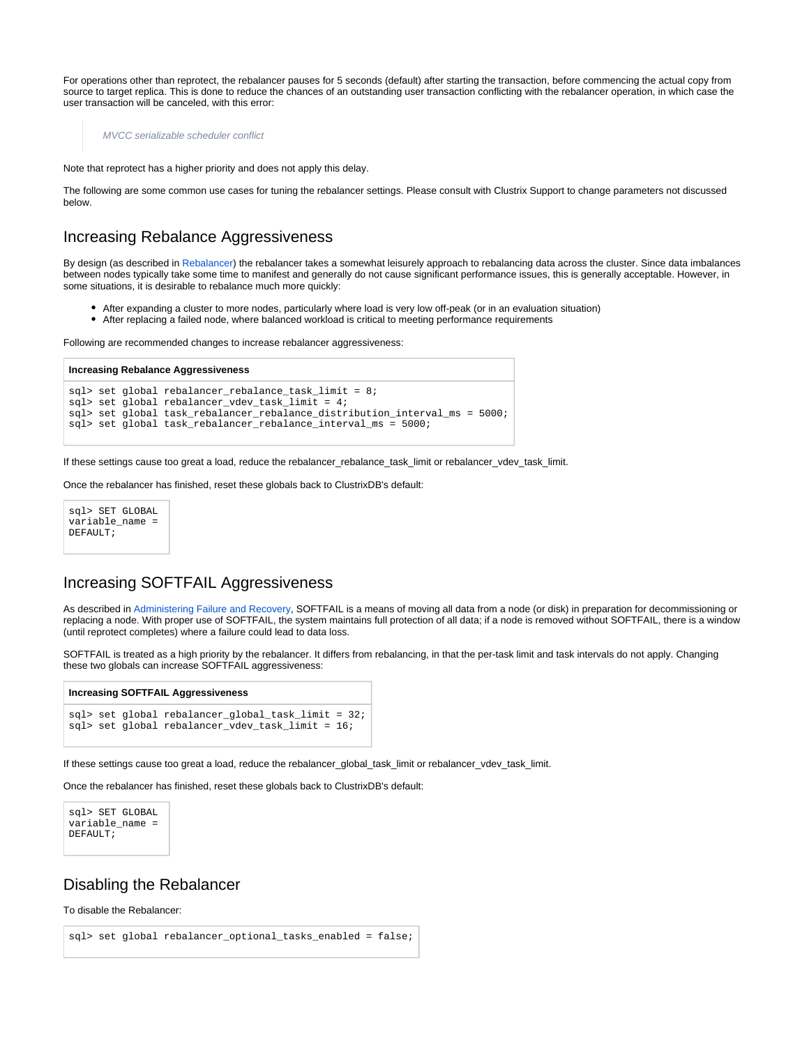For operations other than reprotect, the rebalancer pauses for 5 seconds (default) after starting the transaction, before commencing the actual copy from source to target replica. This is done to reduce the chances of an outstanding user transaction conflicting with the rebalancer operation, in which case the user transaction will be canceled, with this error:

> *MVCC serializable scheduler conflict*

Note that reprotect has a higher priority and does not apply this delay.

The following are some common use cases for tuning the rebalancer settings. Please consult with Clustrix Support to change parameters not discussed below.

## Increasing Rebalance Aggressiveness

By design (as described in Rebalancer) the rebalancer takes a somewhat leisurely approach to rebalancing data across the cluster. Since data imbalances between nodes typically take some time to manifest and generally do not cause significant performance issues, this is generally acceptable. However, in some situations, it is desirable to rebalance much more quickly:

- After expanding a cluster to more nodes, particularly where load is very low off-peak (or in an evaluation situation)
- After replacing a failed node, where balanced workload is critical to meeting performance requirements

Following are recommended changes to increase rebalancer aggressiveness:

**Increasing Rebalance Aggressiveness**

```
sql> set global rebalancer_rebalance_task_limit = 8;
sql> set global rebalancer_vdev_task_limit = 4;
sql> set global task_rebalancer_rebalance_distribution_interval_ms = 5000;
sql> set global task_rebalancer_rebalance_interval_ms = 5000;
```

If these settings cause too great a load, reduce the rebalancer_rebalance_task_limit or rebalancer_vdev_task_limit.

Once the rebalancer has finished, reset these globals back to ClustrixDB's default:

```
sql> SET GLOBAL
variable_name =
DEFAULT;
```

## Increasing SOFTFAIL Aggressiveness

As described in Administering Failure and Recovery, SOFTFAIL is a means of moving all data from a node (or disk) in preparation for decommissioning or replacing a node. With proper use of SOFTFAIL, the system maintains full protection of all data; if a node is removed without SOFTFAIL, there is a window (until reprotect completes) where a failure could lead to data loss.

SOFTFAIL is treated as a high priority by the rebalancer. It differs from rebalancing, in that the per-task limit and task intervals do not apply. Changing these two globals can increase SOFTFAIL aggressiveness:

**Increasing SOFTFAIL Aggressiveness**

```
sql> set global rebalancer_global_task_limit = 32;
sql> set global rebalancer_vdev_task_limit = 16;
```

If these settings cause too great a load, reduce the rebalancer_global_task_limit or rebalancer_vdev_task_limit.

Once the rebalancer has finished, reset these globals back to ClustrixDB's default:

```
sql> SET GLOBAL
variable_name =
DEFAULT;
```

## Disabling the Rebalancer

To disable the Rebalancer:

```
sql> set global rebalancer_optional_tasks_enabled = false;
```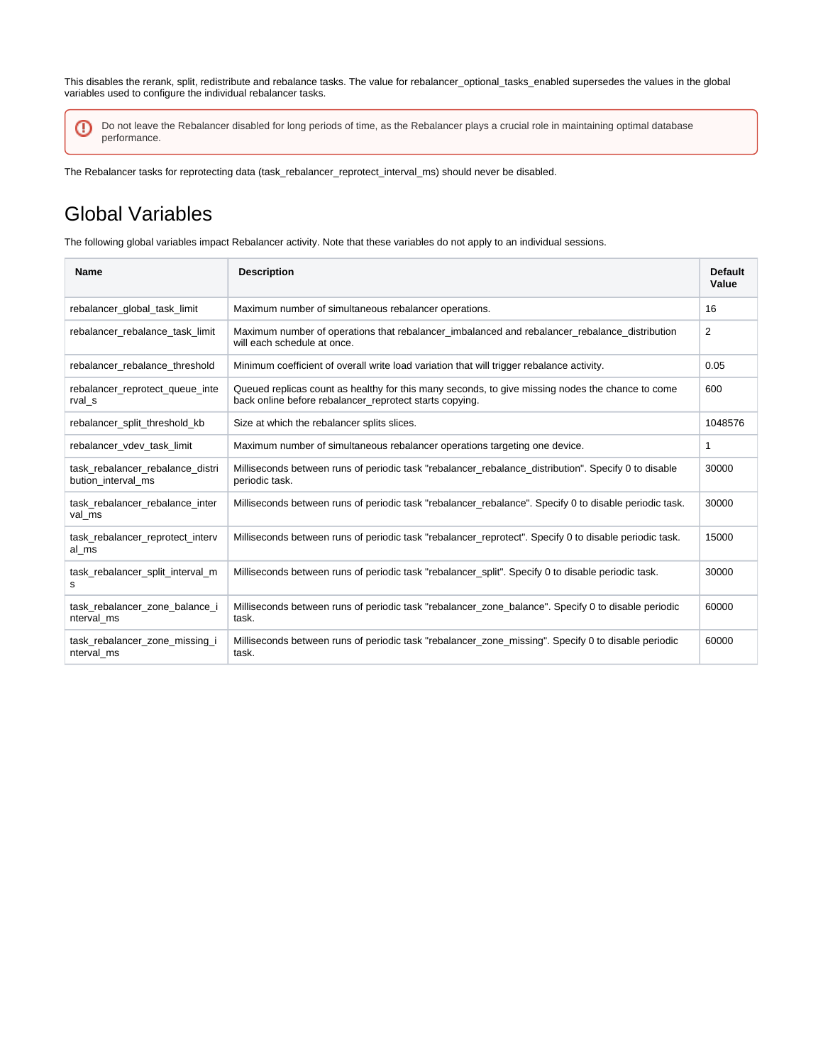This disables the rerank, split, redistribute and rebalance tasks. The value for rebalancer_optional_tasks_enabled supersedes the values in the global variables used to configure the individual rebalancer tasks.

> Do not leave the Rebalancer disabled for long periods of time, as the Rebalancer plays a crucial role in maintaining optimal database performance.

The Rebalancer tasks for reprotecting data (task_rebalancer_reprotect_interval_ms) should never be disabled.

## Global Variables

The following global variables impact Rebalancer activity. Note that these variables do not apply to an individual sessions.

| Name | Description | Default Value |
|---|---|---|
| rebalancer_global_task_limit | Maximum number of simultaneous rebalancer operations. | 16 |
| rebalancer_rebalance_task_limit | Maximum number of operations that rebalancer_imbalanced and rebalancer_rebalance_distribution will each schedule at once. | 2 |
| rebalancer_rebalance_threshold | Minimum coefficient of overall write load variation that will trigger rebalance activity. | 0.05 |
| rebalancer_reprotect_queue_interval_s | Queued replicas count as healthy for this many seconds, to give missing nodes the chance to come back online before rebalancer_reprotect starts copying. | 600 |
| rebalancer_split_threshold_kb | Size at which the rebalancer splits slices. | 1048576 |
| rebalancer_vdev_task_limit | Maximum number of simultaneous rebalancer operations targeting one device. | 1 |
| task_rebalancer_rebalance_distribution_interval_ms | Milliseconds between runs of periodic task "rebalancer_rebalance_distribution". Specify 0 to disable periodic task. | 30000 |
| task_rebalancer_rebalance_interval_ms | Milliseconds between runs of periodic task "rebalancer_rebalance". Specify 0 to disable periodic task. | 30000 |
| task_rebalancer_reprotect_interval_ms | Milliseconds between runs of periodic task "rebalancer_reprotect". Specify 0 to disable periodic task. | 15000 |
| task_rebalancer_split_interval_ms | Milliseconds between runs of periodic task "rebalancer_split". Specify 0 to disable periodic task. | 30000 |
| task_rebalancer_zone_balance_interval_ms | Milliseconds between runs of periodic task "rebalancer_zone_balance". Specify 0 to disable periodic task. | 60000 |
| task_rebalancer_zone_missing_interval_ms | Milliseconds between runs of periodic task "rebalancer_zone_missing". Specify 0 to disable periodic task. | 60000 |